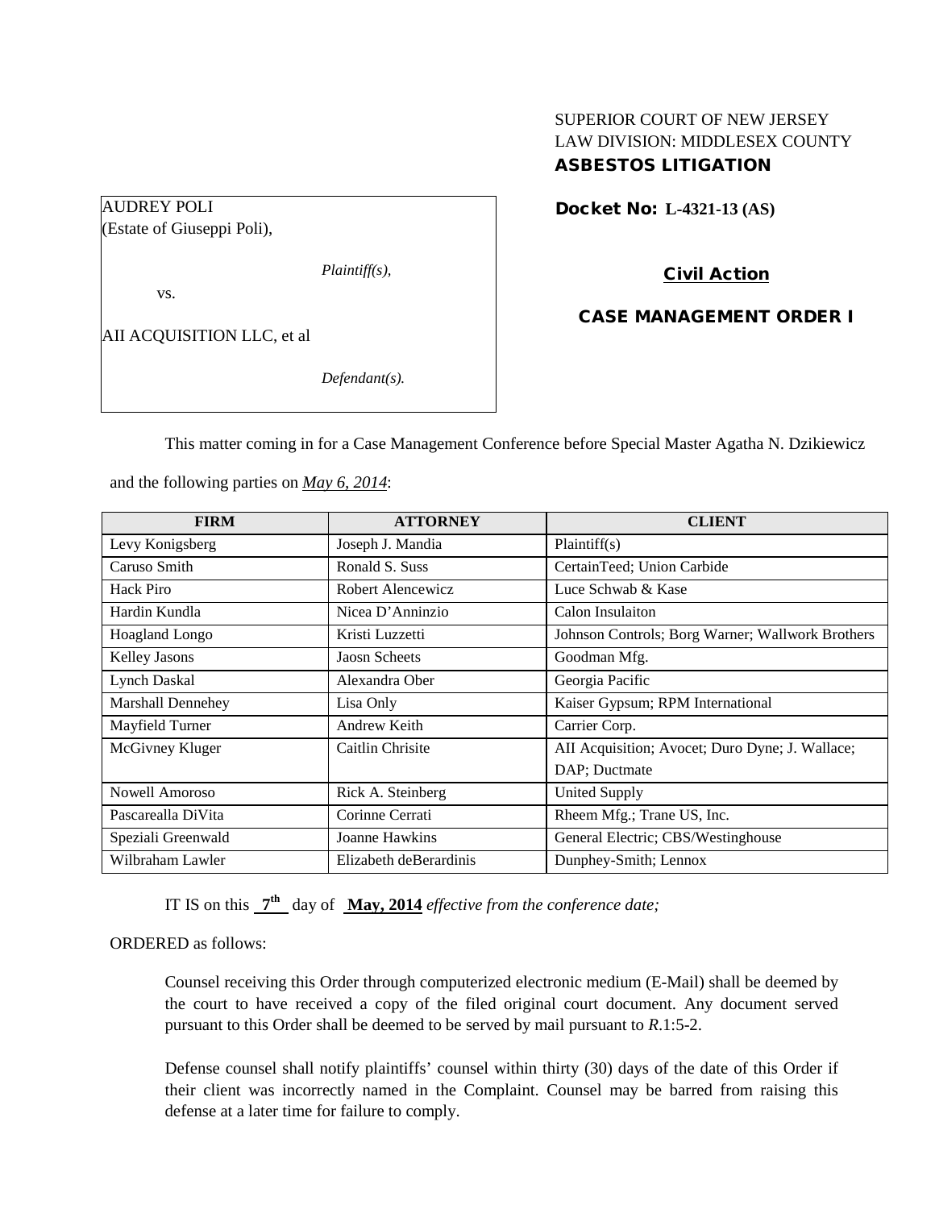SUPERIOR COURT OF NEW JERSEY
LAW DIVISION: MIDDLESEX COUNTY
**ASBESTOS LITIGATION**

AUDREY POLI
(Estate of Giuseppi Poli),

*Plaintiff(s),*

vs.

AII ACQUISITION LLC, et al

*Defendant(s).*

**Docket No: L-4321-13 (AS)**

**Civil Action**

**CASE MANAGEMENT ORDER I**

This matter coming in for a Case Management Conference before Special Master Agatha N. Dzikiewicz and the following parties on *May 6, 2014*:

| FIRM | ATTORNEY | CLIENT |
|---|---|---|
| Levy Konigsberg | Joseph J. Mandia | Plaintiff(s) |
| Caruso Smith | Ronald S. Suss | CertainTeed; Union Carbide |
| Hack Piro | Robert Alencewicz | Luce Schwab & Kase |
| Hardin Kundla | Nicea D'Anninzio | Calon Insulaiton |
| Hoagland Longo | Kristi Luzzetti | Johnson Controls; Borg Warner; Wallwork Brothers |
| Kelley Jasons | Jaosn Scheets | Goodman Mfg. |
| Lynch Daskal | Alexandra Ober | Georgia Pacific |
| Marshall Dennehey | Lisa Only | Kaiser Gypsum; RPM International |
| Mayfield Turner | Andrew Keith | Carrier Corp. |
| McGivney Kluger | Caitlin Chrisite | AII Acquisition; Avocet; Duro Dyne; J. Wallace; DAP; Ductmate |
| Nowell Amoroso | Rick A. Steinberg | United Supply |
| Pascarealla DiVita | Corinne Cerrati | Rheem Mfg.; Trane US, Inc. |
| Speziali Greenwald | Joanne Hawkins | General Electric; CBS/Westinghouse |
| Wilbraham Lawler | Elizabeth deBerardinis | Dunphey-Smith; Lennox |

IT IS on this **7th** day of **May, 2014** *effective from the conference date;*

ORDERED as follows:

Counsel receiving this Order through computerized electronic medium (E-Mail) shall be deemed by the court to have received a copy of the filed original court document. Any document served pursuant to this Order shall be deemed to be served by mail pursuant to *R*.1:5-2.

Defense counsel shall notify plaintiffs' counsel within thirty (30) days of the date of this Order if their client was incorrectly named in the Complaint. Counsel may be barred from raising this defense at a later time for failure to comply.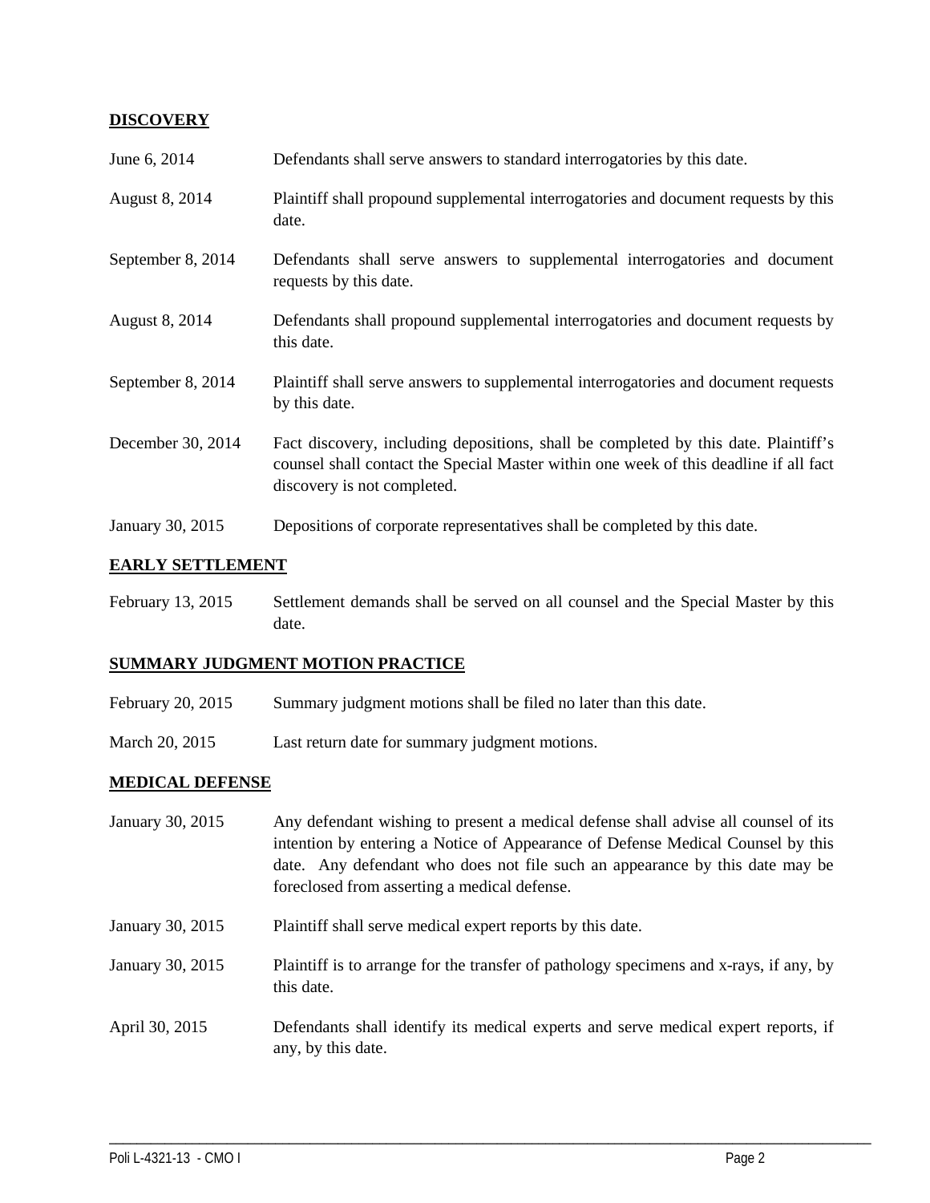## **DISCOVERY**

| | |
|---|---|
| June 6, 2014 | Defendants shall serve answers to standard interrogatories by this date. |
| August 8, 2014 | Plaintiff shall propound supplemental interrogatories and document requests by this date. |
| September 8, 2014 | Defendants shall serve answers to supplemental interrogatories and document requests by this date. |
| August 8, 2014 | Defendants shall propound supplemental interrogatories and document requests by this date. |
| September 8, 2014 | Plaintiff shall serve answers to supplemental interrogatories and document requests by this date. |
| December 30, 2014 | Fact discovery, including depositions, shall be completed by this date. Plaintiff's counsel shall contact the Special Master within one week of this deadline if all fact discovery is not completed. |
| January 30, 2015 | Depositions of corporate representatives shall be completed by this date. |

## **EARLY SETTLEMENT**

| | |
|---|---|
| February 13, 2015 | Settlement demands shall be served on all counsel and the Special Master by this date. |

## **SUMMARY JUDGMENT MOTION PRACTICE**

| | |
|---|---|
| February 20, 2015 | Summary judgment motions shall be filed no later than this date. |
| March 20, 2015 | Last return date for summary judgment motions. |

## **MEDICAL DEFENSE**

| | |
|---|---|
| January 30, 2015 | Any defendant wishing to present a medical defense shall advise all counsel of its intention by entering a Notice of Appearance of Defense Medical Counsel by this date. Any defendant who does not file such an appearance by this date may be foreclosed from asserting a medical defense. |
| January 30, 2015 | Plaintiff shall serve medical expert reports by this date. |
| January 30, 2015 | Plaintiff is to arrange for the transfer of pathology specimens and x-rays, if any, by this date. |
| April 30, 2015 | Defendants shall identify its medical experts and serve medical expert reports, if any, by this date. |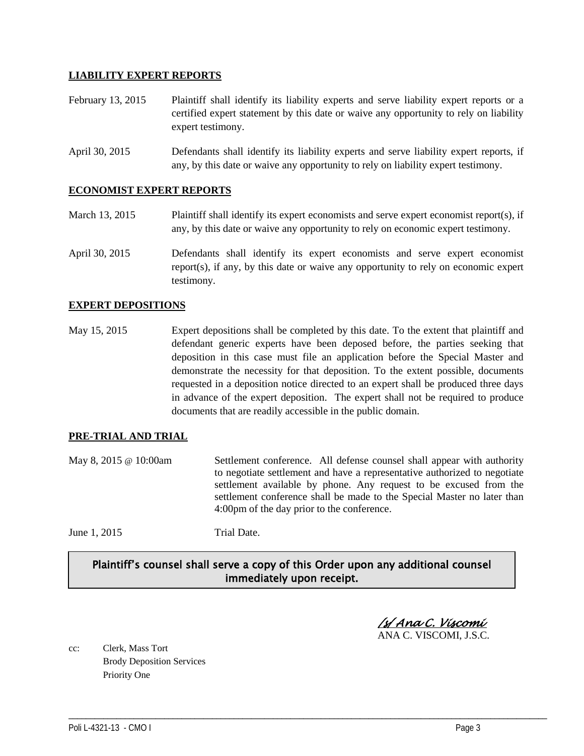**LIABILITY EXPERT REPORTS**

February 13, 2015 Plaintiff shall identify its liability experts and serve liability expert reports or a certified expert statement by this date or waive any opportunity to rely on liability expert testimony.

April 30, 2015 Defendants shall identify its liability experts and serve liability expert reports, if any, by this date or waive any opportunity to rely on liability expert testimony.

**ECONOMIST EXPERT REPORTS**

March 13, 2015 Plaintiff shall identify its expert economists and serve expert economist report(s), if any, by this date or waive any opportunity to rely on economic expert testimony.

April 30, 2015 Defendants shall identify its expert economists and serve expert economist report(s), if any, by this date or waive any opportunity to rely on economic expert testimony.

**EXPERT DEPOSITIONS**

May 15, 2015 Expert depositions shall be completed by this date. To the extent that plaintiff and defendant generic experts have been deposed before, the parties seeking that deposition in this case must file an application before the Special Master and demonstrate the necessity for that deposition. To the extent possible, documents requested in a deposition notice directed to an expert shall be produced three days in advance of the expert deposition. The expert shall not be required to produce documents that are readily accessible in the public domain.

**PRE-TRIAL AND TRIAL**

May 8, 2015 @ 10:00am Settlement conference. All defense counsel shall appear with authority to negotiate settlement and have a representative authorized to negotiate settlement available by phone. Any request to be excused from the settlement conference shall be made to the Special Master no later than 4:00pm of the day prior to the conference.

June 1, 2015 Trial Date.

**Plaintiff's counsel shall serve a copy of this Order upon any additional counsel immediately upon receipt.**

/s/ Ana C. Viscomi
ANA C. VISCOMI, J.S.C.

cc: Clerk, Mass Tort
Brody Deposition Services
Priority One

Poli L-4321-13 - CMO I